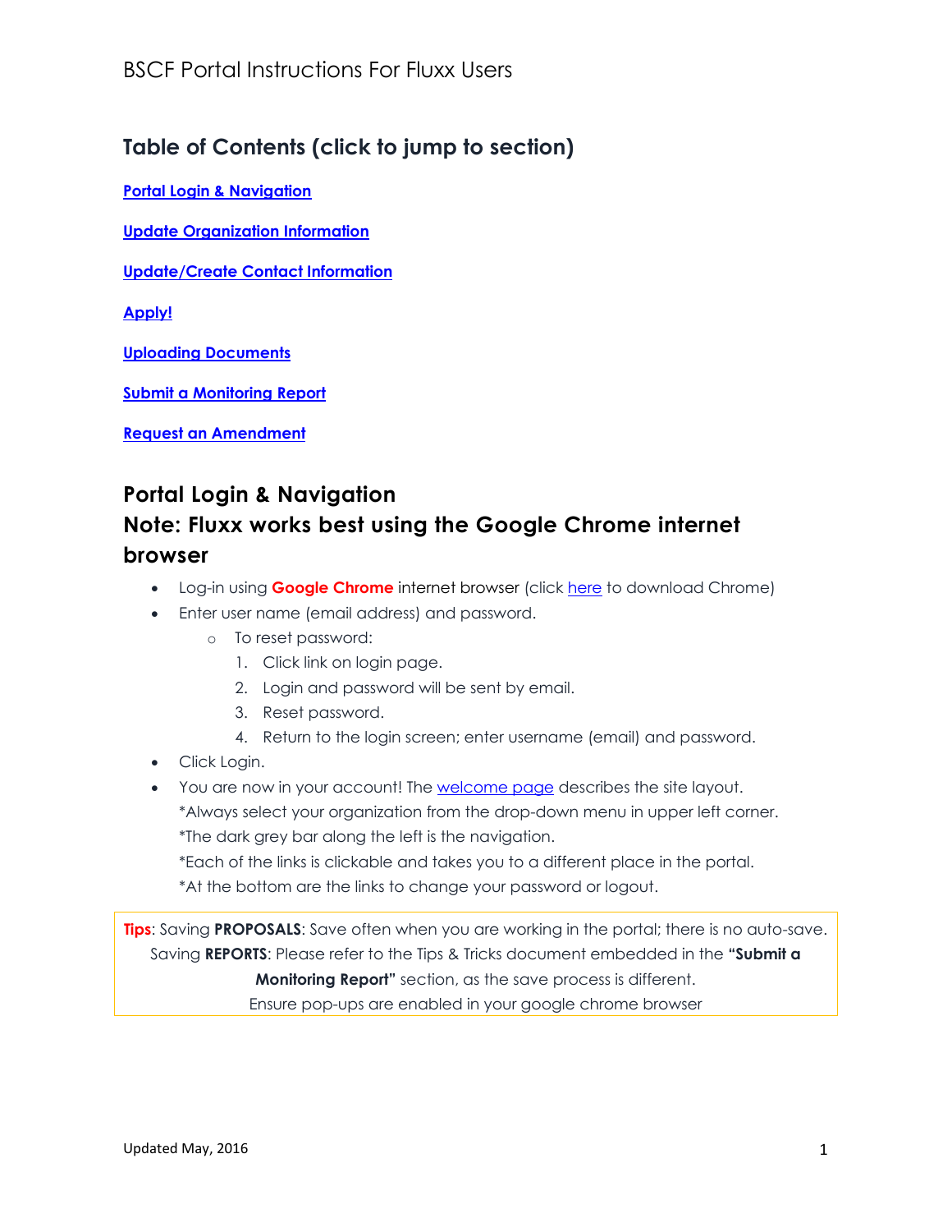# BSCF Portal Instructions For Fluxx Users

## Table of Contents (click to jump to section)

**Portal Login & Navigation**

**Update Organization Information**

**Update/Create Contact Information**

**Apply!**

**Uploading Documents**

**Submit a Monitoring Report**

**Request an Amendment**

## Portal Login & Navigation

## Note: Fluxx works best using the Google Chrome internet browser

- Log-in using **Google Chrome** internet browser (click here to download Chrome)
- Enter user name (email address) and password.
  - To reset password:
    1. Click link on login page.
    2. Login and password will be sent by email.
    3. Reset password.
    4. Return to the login screen; enter username (email) and password.
- Click Login.
- You are now in your account! The welcome page describes the site layout.
  *Always select your organization from the drop-down menu in upper left corner.
  *The dark grey bar along the left is the navigation.
  *Each of the links is clickable and takes you to a different place in the portal.
  *At the bottom are the links to change your password or logout.

**Tips**: Saving **PROPOSALS**: Save often when you are working in the portal; there is no auto-save.
Saving **REPORTS**: Please refer to the Tips & Tricks document embedded in the **"Submit a Monitoring Report"** section, as the save process is different.
Ensure pop-ups are enabled in your google chrome browser

Updated May, 2016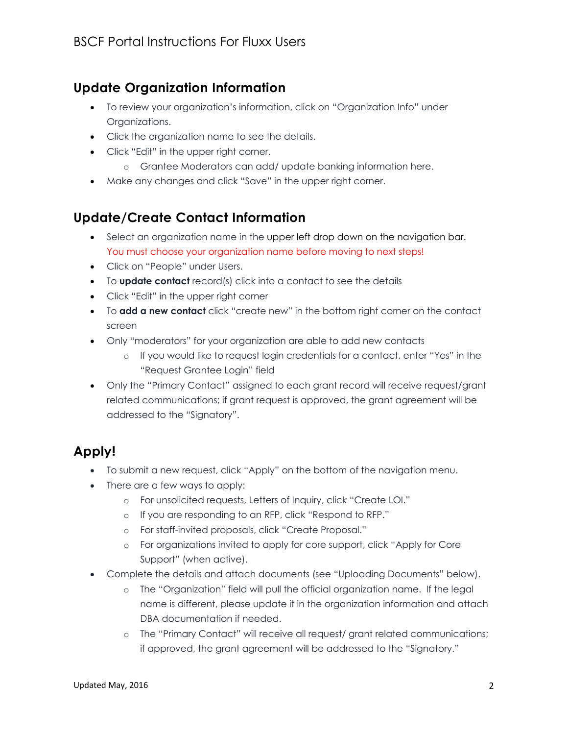## Update Organization Information

- To review your organization's information, click on "Organization Info" under Organizations.
- Click the organization name to see the details.
- Click "Edit" in the upper right corner.
  - Grantee Moderators can add/ update banking information here.
- Make any changes and click "Save" in the upper right corner.

## Update/Create Contact Information

- Select an organization name in the upper left drop down on the navigation bar. You must choose your organization name before moving to next steps!
- Click on "People" under Users.
- To **update contact** record(s) click into a contact to see the details
- Click "Edit" in the upper right corner
- To **add a new contact** click "create new" in the bottom right corner on the contact screen
- Only "moderators" for your organization are able to add new contacts
  - If you would like to request login credentials for a contact, enter "Yes" in the "Request Grantee Login" field
- Only the "Primary Contact" assigned to each grant record will receive request/grant related communications; if grant request is approved, the grant agreement will be addressed to the "Signatory".

## Apply!

- To submit a new request, click "Apply" on the bottom of the navigation menu.
- There are a few ways to apply:
  - For unsolicited requests, Letters of Inquiry, click "Create LOI."
  - If you are responding to an RFP, click "Respond to RFP."
  - For staff-invited proposals, click "Create Proposal."
  - For organizations invited to apply for core support, click "Apply for Core Support" (when active).
- Complete the details and attach documents (see "Uploading Documents" below).
  - The "Organization" field will pull the official organization name. If the legal name is different, please update it in the organization information and attach DBA documentation if needed.
  - The "Primary Contact" will receive all request/ grant related communications; if approved, the grant agreement will be addressed to the "Signatory."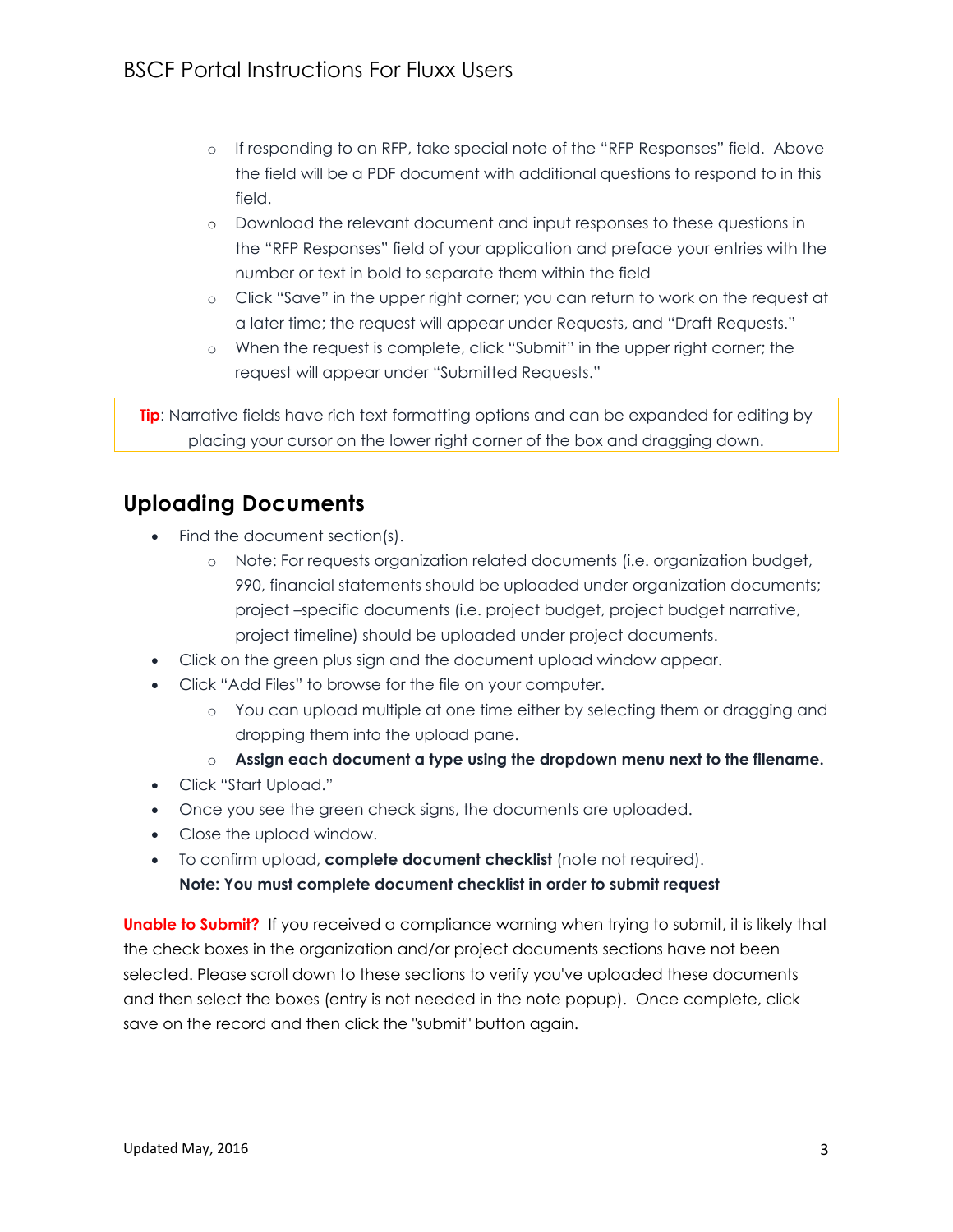- If responding to an RFP, take special note of the "RFP Responses" field. Above the field will be a PDF document with additional questions to respond to in this field.
- Download the relevant document and input responses to these questions in the "RFP Responses" field of your application and preface your entries with the number or text in bold to separate them within the field
- Click "Save" in the upper right corner; you can return to work on the request at a later time; the request will appear under Requests, and "Draft Requests."
- When the request is complete, click "Submit" in the upper right corner; the request will appear under "Submitted Requests."

**Tip**: Narrative fields have rich text formatting options and can be expanded for editing by placing your cursor on the lower right corner of the box and dragging down.

## Uploading Documents

- Find the document section(s).
  - Note: For requests organization related documents (i.e. organization budget, 990, financial statements should be uploaded under organization documents; project –specific documents (i.e. project budget, project budget narrative, project timeline) should be uploaded under project documents.
- Click on the green plus sign and the document upload window appear.
- Click "Add Files" to browse for the file on your computer.
  - You can upload multiple at one time either by selecting them or dragging and dropping them into the upload pane.
  - **Assign each document a type using the dropdown menu next to the filename.**
- Click "Start Upload."
- Once you see the green check signs, the documents are uploaded.
- Close the upload window.
- To confirm upload, **complete document checklist** (note not required).
  **Note: You must complete document checklist in order to submit request**

**Unable to Submit?** If you received a compliance warning when trying to submit, it is likely that the check boxes in the organization and/or project documents sections have not been selected. Please scroll down to these sections to verify you've uploaded these documents and then select the boxes (entry is not needed in the note popup). Once complete, click save on the record and then click the "submit" button again.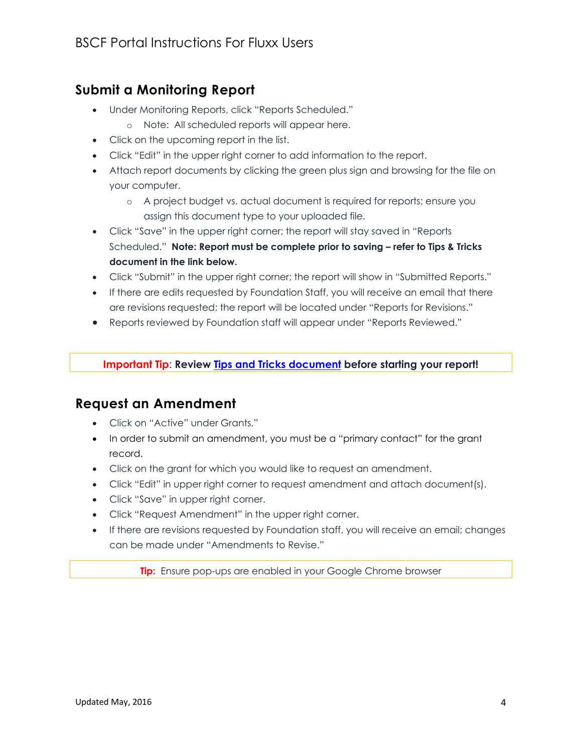## Submit a Monitoring Report

- Under Monitoring Reports, click “Reports Scheduled.”
  - Note: All scheduled reports will appear here.
- Click on the upcoming report in the list.
- Click “Edit” in the upper right corner to add information to the report.
- Attach report documents by clicking the green plus sign and browsing for the file on your computer.
  - A project budget vs. actual document is required for reports; ensure you assign this document type to your uploaded file.
- Click “Save” in the upper right corner; the report will stay saved in “Reports Scheduled.” **Note: Report must be complete prior to saving – refer to Tips & Tricks document in the link below.**
- Click “Submit” in the upper right corner; the report will show in “Submitted Reports.”
- If there are edits requested by Foundation Staff, you will receive an email that there are revisions requested; the report will be located under “Reports for Revisions.”
- Reports reviewed by Foundation staff will appear under “Reports Reviewed.”

**Important Tip: Review Tips and Tricks document before starting your report!**

## Request an Amendment

- Click on “Active” under Grants.”
- In order to submit an amendment, you must be a “primary contact” for the grant record.
- Click on the grant for which you would like to request an amendment.
- Click “Edit” in upper right corner to request amendment and attach document(s).
- Click “Save” in upper right corner.
- Click “Request Amendment” in the upper right corner.
- If there are revisions requested by Foundation staff, you will receive an email; changes can be made under “Amendments to Revise.”

**Tip:** Ensure pop-ups are enabled in your Google Chrome browser

Updated May, 2016